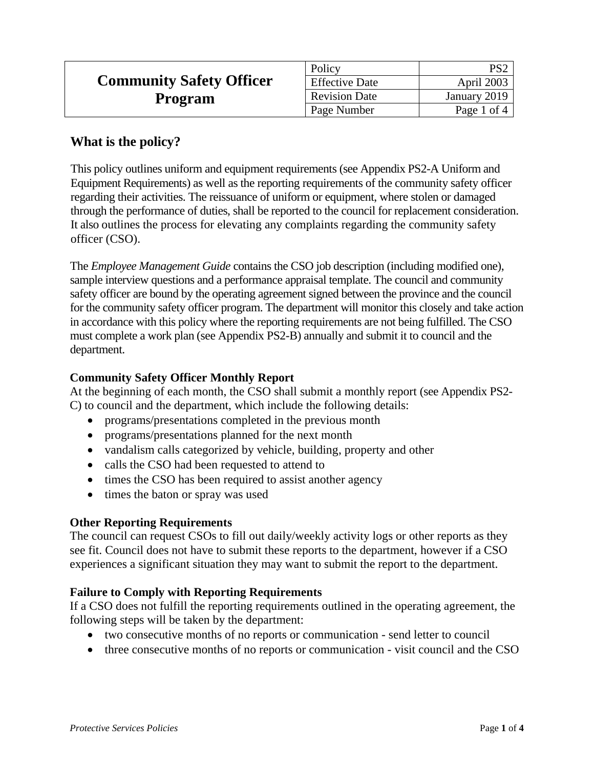| Community Safety Officer Program | Policy | PS2 |
| --- | --- | --- |
| | Effective Date | April 2003 |
| | Revision Date | January 2019 |
| | Page Number | Page 1 of 4 |

## What is the policy?

This policy outlines uniform and equipment requirements (see Appendix PS2-A Uniform and Equipment Requirements) as well as the reporting requirements of the community safety officer regarding their activities. The reissuance of uniform or equipment, where stolen or damaged through the performance of duties, shall be reported to the council for replacement consideration. It also outlines the process for elevating any complaints regarding the community safety officer (CSO).

The *Employee Management Guide* contains the CSO job description (including modified one), sample interview questions and a performance appraisal template. The council and community safety officer are bound by the operating agreement signed between the province and the council for the community safety officer program. The department will monitor this closely and take action in accordance with this policy where the reporting requirements are not being fulfilled. The CSO must complete a work plan (see Appendix PS2-B) annually and submit it to council and the department.

### Community Safety Officer Monthly Report

At the beginning of each month, the CSO shall submit a monthly report (see Appendix PS2-C) to council and the department, which include the following details:

- programs/presentations completed in the previous month
- programs/presentations planned for the next month
- vandalism calls categorized by vehicle, building, property and other
- calls the CSO had been requested to attend to
- times the CSO has been required to assist another agency
- times the baton or spray was used

### Other Reporting Requirements

The council can request CSOs to fill out daily/weekly activity logs or other reports as they see fit. Council does not have to submit these reports to the department, however if a CSO experiences a significant situation they may want to submit the report to the department.

### Failure to Comply with Reporting Requirements

If a CSO does not fulfill the reporting requirements outlined in the operating agreement, the following steps will be taken by the department:

- two consecutive months of no reports or communication - send letter to council
- three consecutive months of no reports or communication - visit council and the CSO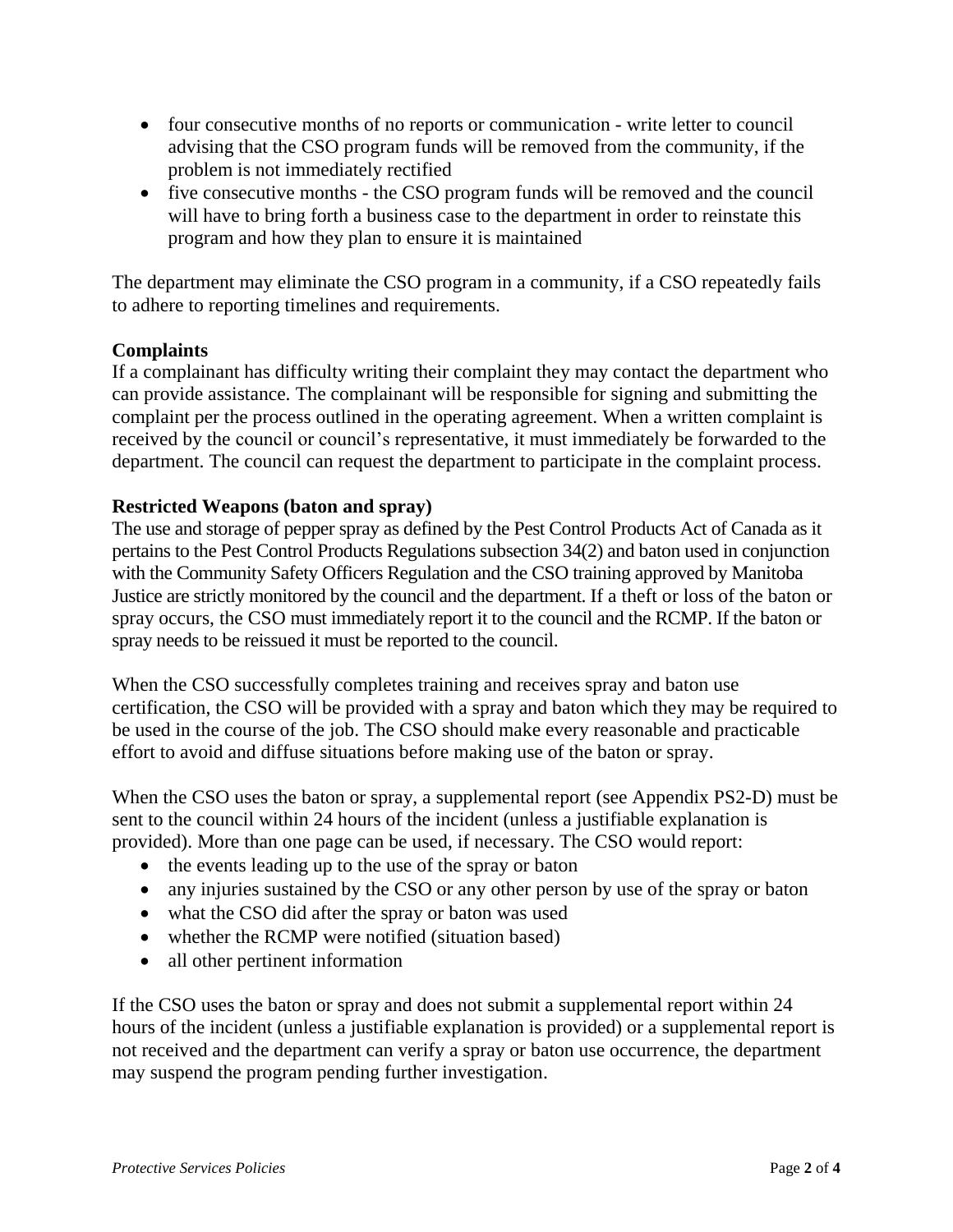- four consecutive months of no reports or communication - write letter to council advising that the CSO program funds will be removed from the community, if the problem is not immediately rectified
- five consecutive months - the CSO program funds will be removed and the council will have to bring forth a business case to the department in order to reinstate this program and how they plan to ensure it is maintained

The department may eliminate the CSO program in a community, if a CSO repeatedly fails to adhere to reporting timelines and requirements.

**Complaints**

If a complainant has difficulty writing their complaint they may contact the department who can provide assistance. The complainant will be responsible for signing and submitting the complaint per the process outlined in the operating agreement. When a written complaint is received by the council or council's representative, it must immediately be forwarded to the department. The council can request the department to participate in the complaint process.

**Restricted Weapons (baton and spray)**

The use and storage of pepper spray as defined by the Pest Control Products Act of Canada as it pertains to the Pest Control Products Regulations subsection 34(2) and baton used in conjunction with the Community Safety Officers Regulation and the CSO training approved by Manitoba Justice are strictly monitored by the council and the department. If a theft or loss of the baton or spray occurs, the CSO must immediately report it to the council and the RCMP. If the baton or spray needs to be reissued it must be reported to the council.

When the CSO successfully completes training and receives spray and baton use certification, the CSO will be provided with a spray and baton which they may be required to be used in the course of the job. The CSO should make every reasonable and practicable effort to avoid and diffuse situations before making use of the baton or spray.

When the CSO uses the baton or spray, a supplemental report (see Appendix PS2-D) must be sent to the council within 24 hours of the incident (unless a justifiable explanation is provided). More than one page can be used, if necessary. The CSO would report:

- the events leading up to the use of the spray or baton
- any injuries sustained by the CSO or any other person by use of the spray or baton
- what the CSO did after the spray or baton was used
- whether the RCMP were notified (situation based)
- all other pertinent information

If the CSO uses the baton or spray and does not submit a supplemental report within 24 hours of the incident (unless a justifiable explanation is provided) or a supplemental report is not received and the department can verify a spray or baton use occurrence, the department may suspend the program pending further investigation.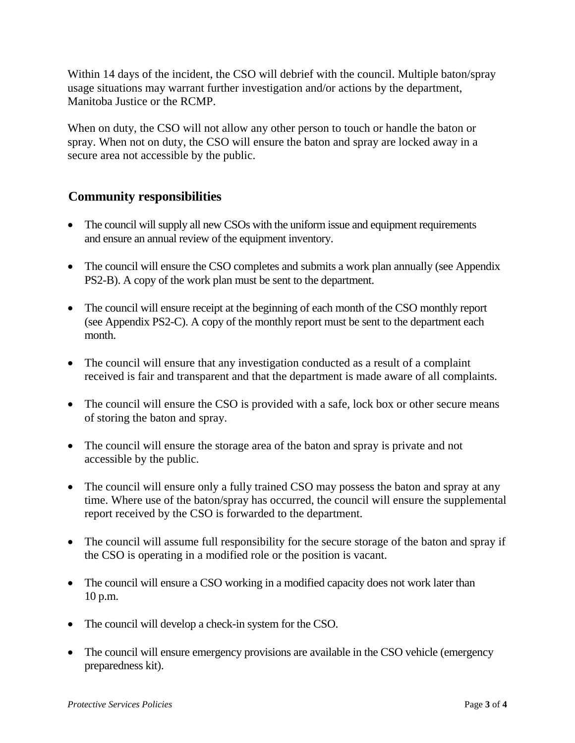Within 14 days of the incident, the CSO will debrief with the council. Multiple baton/spray usage situations may warrant further investigation and/or actions by the department, Manitoba Justice or the RCMP.

When on duty, the CSO will not allow any other person to touch or handle the baton or spray. When not on duty, the CSO will ensure the baton and spray are locked away in a secure area not accessible by the public.

## Community responsibilities

- The council will supply all new CSOs with the uniform issue and equipment requirements and ensure an annual review of the equipment inventory.
- The council will ensure the CSO completes and submits a work plan annually (see Appendix PS2-B). A copy of the work plan must be sent to the department.
- The council will ensure receipt at the beginning of each month of the CSO monthly report (see Appendix PS2-C). A copy of the monthly report must be sent to the department each month.
- The council will ensure that any investigation conducted as a result of a complaint received is fair and transparent and that the department is made aware of all complaints.
- The council will ensure the CSO is provided with a safe, lock box or other secure means of storing the baton and spray.
- The council will ensure the storage area of the baton and spray is private and not accessible by the public.
- The council will ensure only a fully trained CSO may possess the baton and spray at any time. Where use of the baton/spray has occurred, the council will ensure the supplemental report received by the CSO is forwarded to the department.
- The council will assume full responsibility for the secure storage of the baton and spray if the CSO is operating in a modified role or the position is vacant.
- The council will ensure a CSO working in a modified capacity does not work later than 10 p.m.
- The council will develop a check-in system for the CSO.
- The council will ensure emergency provisions are available in the CSO vehicle (emergency preparedness kit).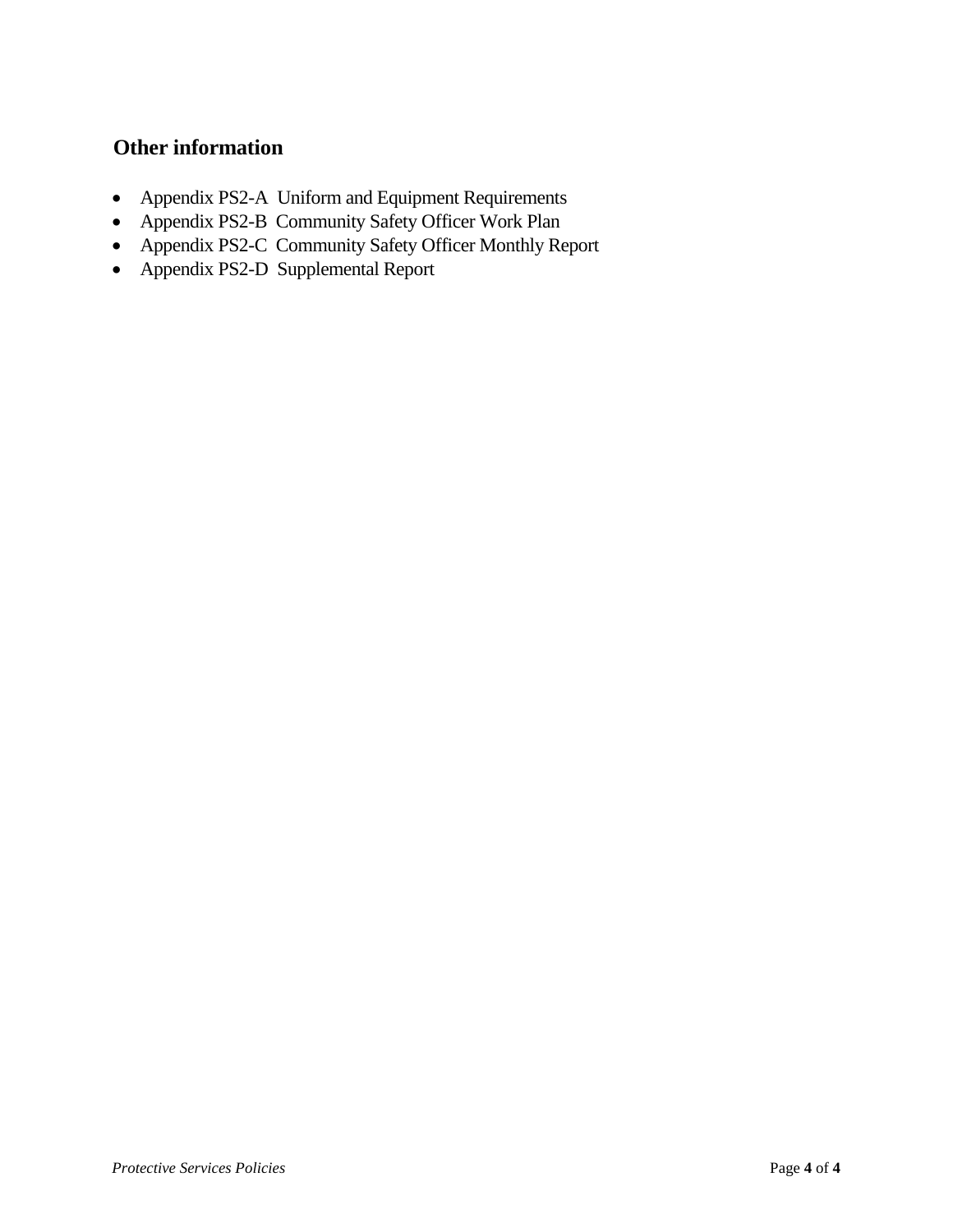## Other information

- Appendix PS2-A Uniform and Equipment Requirements
- Appendix PS2-B Community Safety Officer Work Plan
- Appendix PS2-C Community Safety Officer Monthly Report
- Appendix PS2-D Supplemental Report